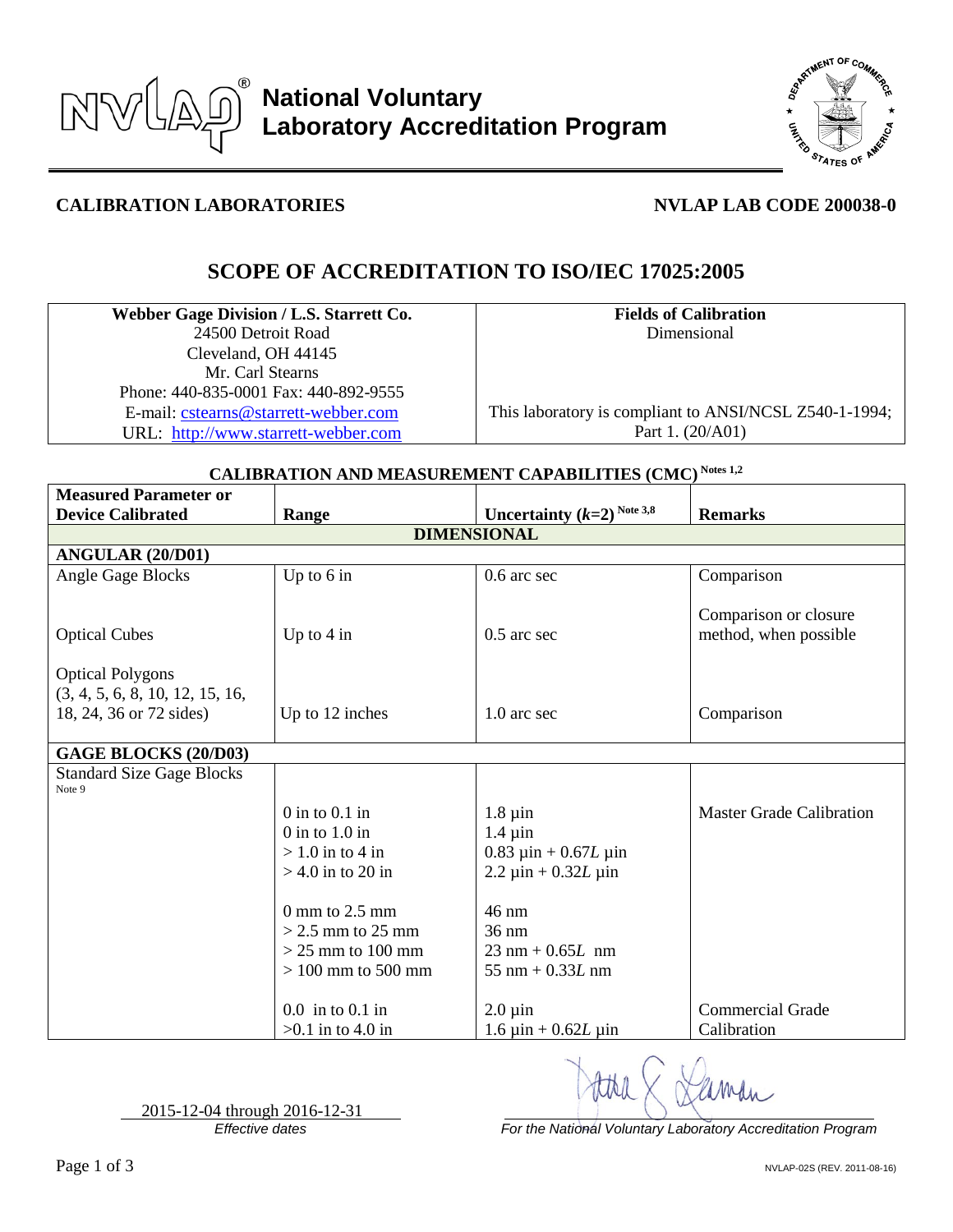# National Voluntary Laboratory Accreditation Program

**CALIBRATION LABORATORIES** **NVLAP LAB CODE 200038-0**

## SCOPE OF ACCREDITATION TO ISO/IEC 17025:2005

| **Webber Gage Division / L.S. Starrett Co.** | **Fields of Calibration** |
|---|---|
| 24500 Detroit Road<br>Cleveland, OH 44145<br>Mr. Carl Stearns<br>Phone: 440-835-0001 Fax: 440-892-9555<br>E-mail: cstearns@starrett-webber.com<br>URL: http://www.starrett-webber.com | Dimensional<br><br>This laboratory is compliant to ANSI/NCSL Z540-1-1994; Part 1. (20/A01) |

### CALIBRATION AND MEASUREMENT CAPABILITIES (CMC) Notes 1,2

| Measured Parameter or Device Calibrated | Range | Uncertainty ($k$=2) Note 3,8 | Remarks |
|---|---|---|---|
| **DIMENSIONAL** | | | |
| **ANGULAR (20/D01)** | | | |
| Angle Gage Blocks | Up to 6 in | 0.6 arc sec | Comparison |
| Optical Cubes | Up to 4 in | 0.5 arc sec | Comparison or closure method, when possible |
| Optical Polygons (3, 4, 5, 6, 8, 10, 12, 15, 16, 18, 24, 36 or 72 sides) | Up to 12 inches | 1.0 arc sec | Comparison |
| **GAGE BLOCKS (20/D03)** | | | |
| Standard Size Gage Blocks Note 9 | | | |
| | 0 in to 0.1 in | 1.8 µin | Master Grade Calibration |
| | 0 in to 1.0 in | 1.4 µin | |
| | > 1.0 in to 4 in | 0.83 µin + 0.67$L$ µin | |
| | > 4.0 in to 20 in | 2.2 µin + 0.32$L$ µin | |
| | 0 mm to 2.5 mm | 46 nm | |
| | > 2.5 mm to 25 mm | 36 nm | |
| | > 25 mm to 100 mm | 23 nm + 0.65$L$ nm | |
| | > 100 mm to 500 mm | 55 nm + 0.33$L$ nm | |
| | 0.0 in to 0.1 in | 2.0 µin | Commercial Grade Calibration |
| | >0.1 in to 4.0 in | 1.6 µin + 0.62$L$ µin | |

2015-12-04 through 2016-12-31
*Effective dates*

*For the National Voluntary Laboratory Accreditation Program*

NVLAP-02S (REV. 2011-08-16)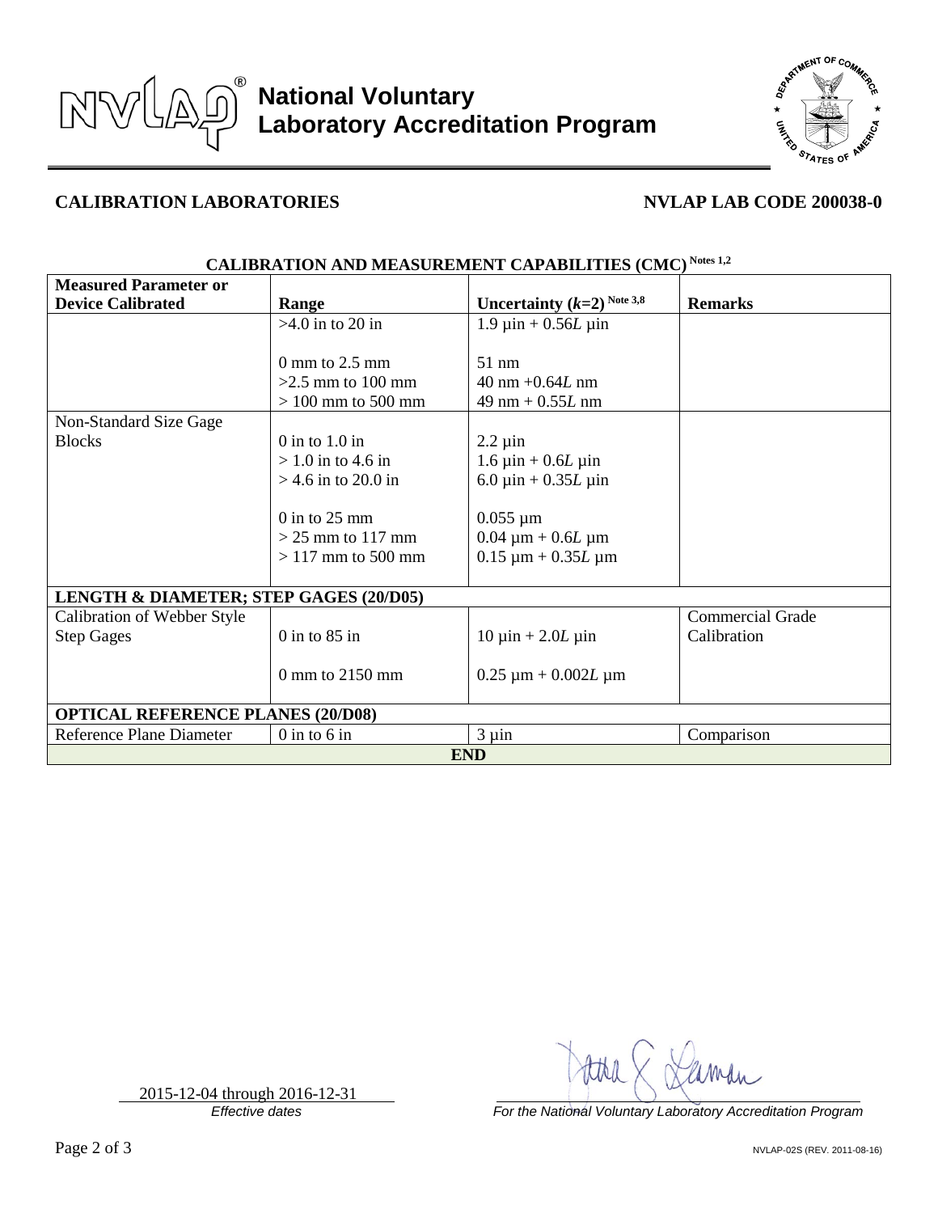# National Voluntary Laboratory Accreditation Program

## CALIBRATION LABORATORIES

**NVLAP LAB CODE 200038-0**

### CALIBRATION AND MEASUREMENT CAPABILITIES (CMC) Notes 1,2

| Measured Parameter or Device Calibrated | Range | Uncertainty ($k$=2) Note 3,8 | Remarks |
|---|---|---|---|
| | >4.0 in to 20 in | 1.9 µin + 0.56$L$ µin | |
| | 0 mm to 2.5 mm | 51 nm | |
| | >2.5 mm to 100 mm | 40 nm +0.64$L$ nm | |
| | > 100 mm to 500 mm | 49 nm + 0.55$L$ nm | |
| Non-Standard Size Gage Blocks | 0 in to 1.0 in | 2.2 µin | |
| | > 1.0 in to 4.6 in | 1.6 µin + 0.6$L$ µin | |
| | > 4.6 in to 20.0 in | 6.0 µin + 0.35$L$ µin | |
| | 0 in to 25 mm | 0.055 µm | |
| | > 25 mm to 117 mm | 0.04 µm + 0.6$L$ µm | |
| | > 117 mm to 500 mm | 0.15 µm + 0.35$L$ µm | |
| **LENGTH & DIAMETER; STEP GAGES (20/D05)** | | | |
| Calibration of Webber Style Step Gages | 0 in to 85 in | 10 µin + 2.0$L$ µin | Commercial Grade Calibration |
| | 0 mm to 2150 mm | 0.25 µm + 0.002$L$ µm | |
| **OPTICAL REFERENCE PLANES (20/D08)** | | | |
| Reference Plane Diameter | 0 in to 6 in | 3 µin | Comparison |
| **END** | | | |

2015-12-04 through 2016-12-31
*Effective dates*

*For the National Voluntary Laboratory Accreditation Program*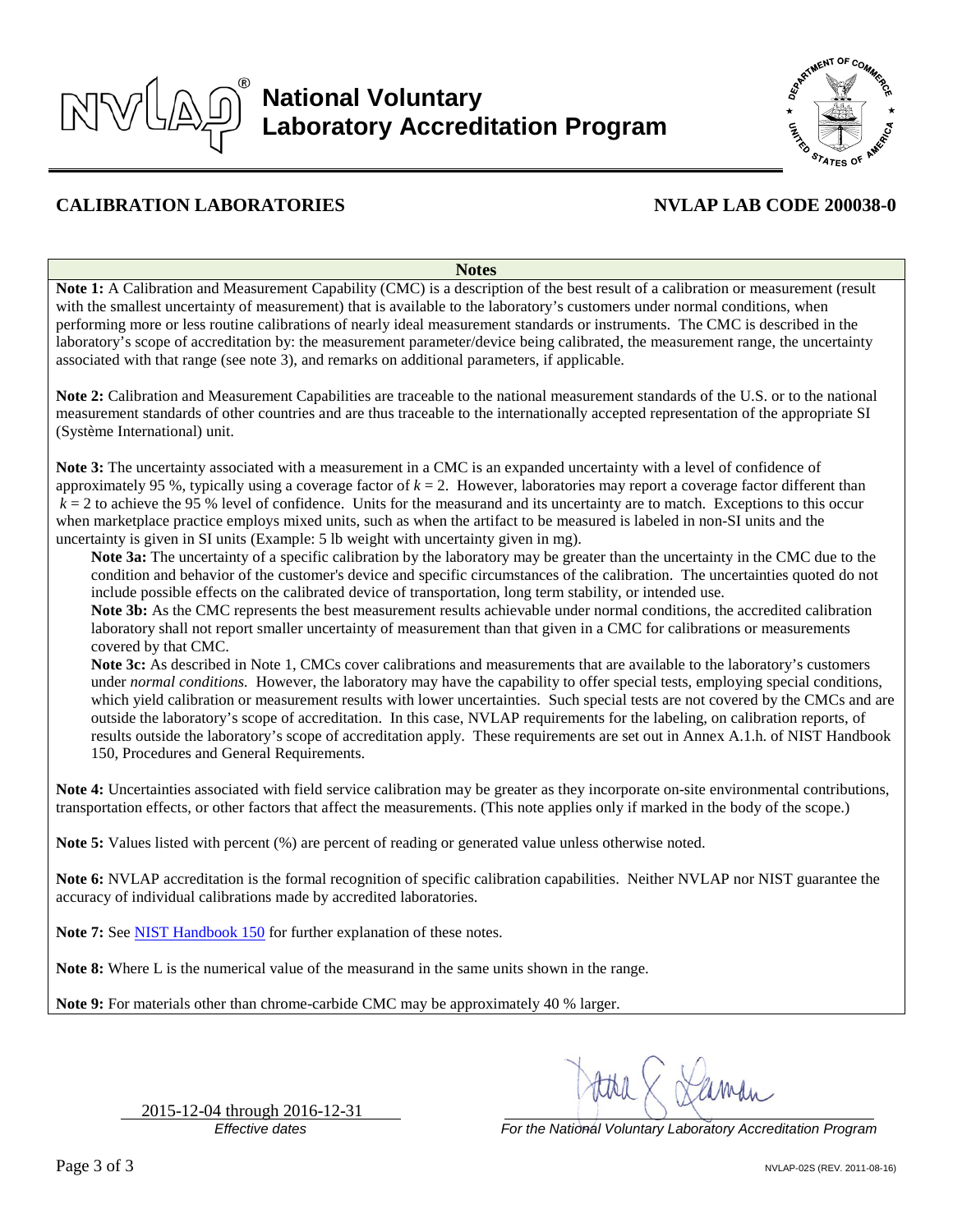# National Voluntary Laboratory Accreditation Program

## CALIBRATION LABORATORIES

**NVLAP LAB CODE 200038-0**

### Notes

**Note 1:** A Calibration and Measurement Capability (CMC) is a description of the best result of a calibration or measurement (result with the smallest uncertainty of measurement) that is available to the laboratory's customers under normal conditions, when performing more or less routine calibrations of nearly ideal measurement standards or instruments. The CMC is described in the laboratory's scope of accreditation by: the measurement parameter/device being calibrated, the measurement range, the uncertainty associated with that range (see note 3), and remarks on additional parameters, if applicable.

**Note 2:** Calibration and Measurement Capabilities are traceable to the national measurement standards of the U.S. or to the national measurement standards of other countries and are thus traceable to the internationally accepted representation of the appropriate SI (Système International) unit.

**Note 3:** The uncertainty associated with a measurement in a CMC is an expanded uncertainty with a level of confidence of approximately 95 %, typically using a coverage factor of $k = 2$. However, laboratories may report a coverage factor different than $k = 2$ to achieve the 95 % level of confidence. Units for the measurand and its uncertainty are to match. Exceptions to this occur when marketplace practice employs mixed units, such as when the artifact to be measured is labeled in non-SI units and the uncertainty is given in SI units (Example: 5 lb weight with uncertainty given in mg).

- **Note 3a:** The uncertainty of a specific calibration by the laboratory may be greater than the uncertainty in the CMC due to the condition and behavior of the customer's device and specific circumstances of the calibration. The uncertainties quoted do not include possible effects on the calibrated device of transportation, long term stability, or intended use.
- **Note 3b:** As the CMC represents the best measurement results achievable under normal conditions, the accredited calibration laboratory shall not report smaller uncertainty of measurement than that given in a CMC for calibrations or measurements covered by that CMC.
- **Note 3c:** As described in Note 1, CMCs cover calibrations and measurements that are available to the laboratory's customers under *normal conditions.* However, the laboratory may have the capability to offer special tests, employing special conditions, which yield calibration or measurement results with lower uncertainties. Such special tests are not covered by the CMCs and are outside the laboratory's scope of accreditation. In this case, NVLAP requirements for the labeling, on calibration reports, of results outside the laboratory's scope of accreditation apply. These requirements are set out in Annex A.1.h. of NIST Handbook 150, Procedures and General Requirements.

**Note 4:** Uncertainties associated with field service calibration may be greater as they incorporate on-site environmental contributions, transportation effects, or other factors that affect the measurements. (This note applies only if marked in the body of the scope.)

**Note 5:** Values listed with percent (%) are percent of reading or generated value unless otherwise noted.

**Note 6:** NVLAP accreditation is the formal recognition of specific calibration capabilities. Neither NVLAP nor NIST guarantee the accuracy of individual calibrations made by accredited laboratories.

**Note 7:** See NIST Handbook 150 for further explanation of these notes.

**Note 8:** Where L is the numerical value of the measurand in the same units shown in the range.

**Note 9:** For materials other than chrome-carbide CMC may be approximately 40 % larger.

2015-12-04 through 2016-12-31
*Effective dates*

*For the National Voluntary Laboratory Accreditation Program*

NVLAP-02S (REV. 2011-08-16)